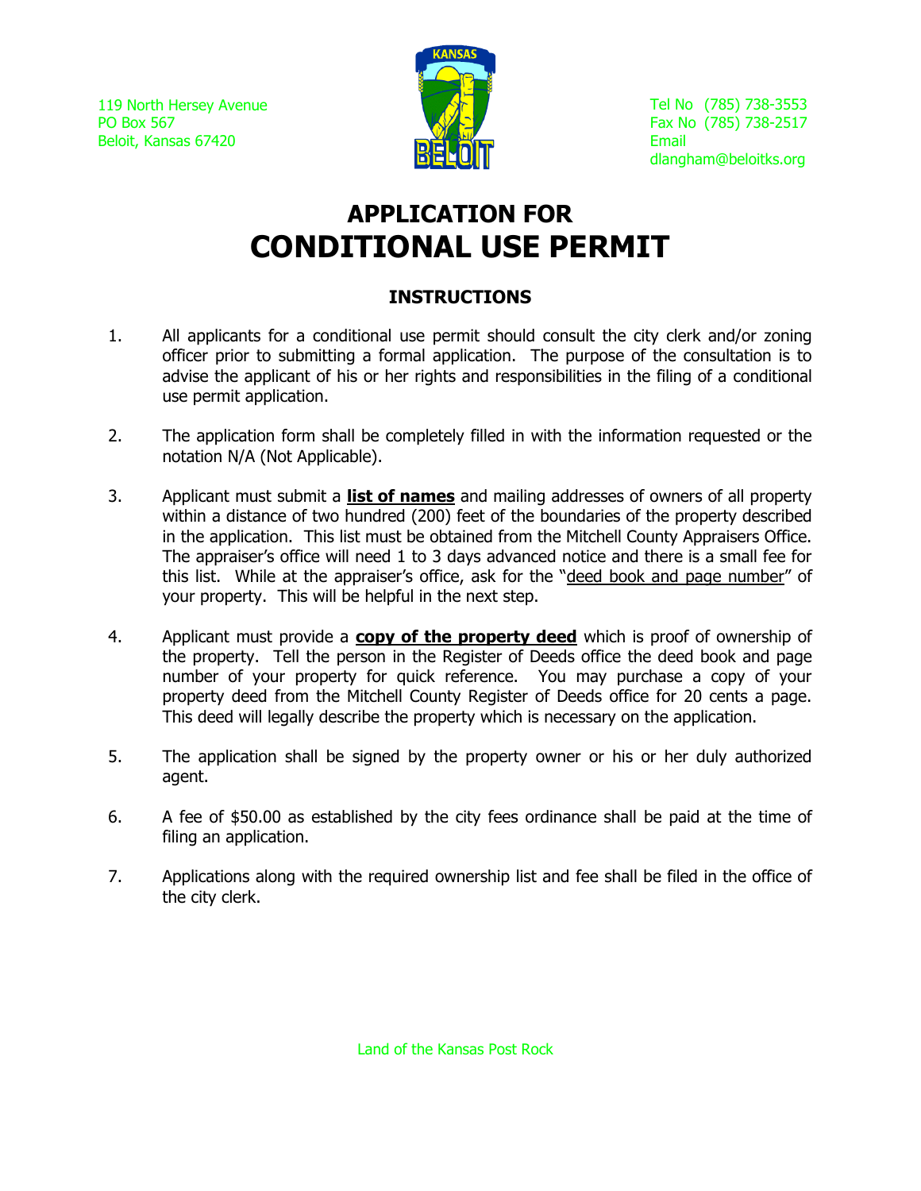119 North Hersey Avenue
PO Box 567
Beloit, Kansas 67420

Tel No (785) 738-3553
Fax No (785) 738-2517
Email
dlangham@beloitks.org

# APPLICATION FOR
# CONDITIONAL USE PERMIT

## INSTRUCTIONS

1. All applicants for a conditional use permit should consult the city clerk and/or zoning officer prior to submitting a formal application. The purpose of the consultation is to advise the applicant of his or her rights and responsibilities in the filing of a conditional use permit application.

2. The application form shall be completely filled in with the information requested or the notation N/A (Not Applicable).

3. Applicant must submit a **list of names** and mailing addresses of owners of all property within a distance of two hundred (200) feet of the boundaries of the property described in the application. This list must be obtained from the Mitchell County Appraisers Office. The appraiser's office will need 1 to 3 days advanced notice and there is a small fee for this list. While at the appraiser's office, ask for the "deed book and page number" of your property. This will be helpful in the next step.

4. Applicant must provide a **copy of the property deed** which is proof of ownership of the property. Tell the person in the Register of Deeds office the deed book and page number of your property for quick reference. You may purchase a copy of your property deed from the Mitchell County Register of Deeds office for 20 cents a page. This deed will legally describe the property which is necessary on the application.

5. The application shall be signed by the property owner or his or her duly authorized agent.

6. A fee of $50.00 as established by the city fees ordinance shall be paid at the time of filing an application.

7. Applications along with the required ownership list and fee shall be filed in the office of the city clerk.

Land of the Kansas Post Rock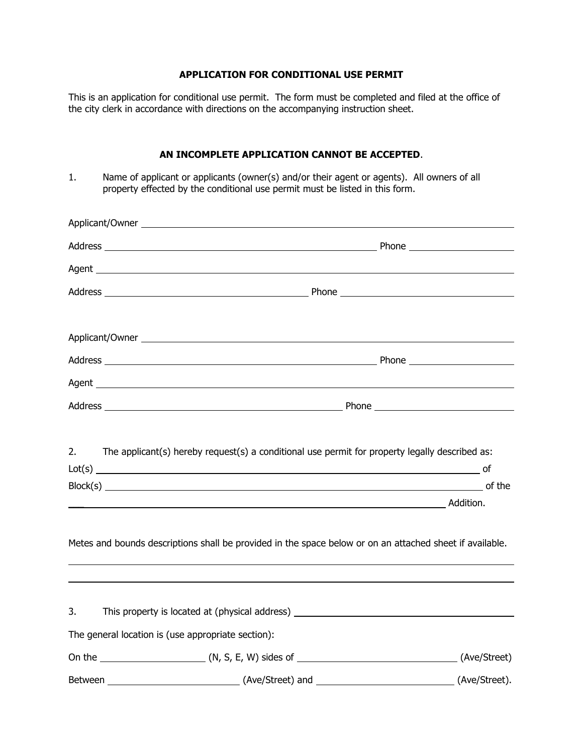**APPLICATION FOR CONDITIONAL USE PERMIT**

This is an application for conditional use permit. The form must be completed and filed at the office of the city clerk in accordance with directions on the accompanying instruction sheet.

**AN INCOMPLETE APPLICATION CANNOT BE ACCEPTED**.

1. Name of applicant or applicants (owner(s) and/or their agent or agents). All owners of all property effected by the conditional use permit must be listed in this form.

Applicant/Owner ______________________________________________________________

Address ____________________________________________ Phone ________________

Agent ______________________________________________________________

Address ___________________________________ Phone ___________________________

Applicant/Owner ______________________________________________________________

Address ____________________________________________ Phone ________________

Agent ______________________________________________________________

Address ________________________________________ Phone _______________________

2. The applicant(s) hereby request(s) a conditional use permit for property legally described as:

Lot(s) ______________________________________________________________ of

Block(s) ____________________________________________________________ of the

______________________________________________________________ Addition.

Metes and bounds descriptions shall be provided in the space below or on an attached sheet if available.

______________________________________________________________________________

______________________________________________________________________________

3. This property is located at (physical address) ____________________________________

The general location is (use appropriate section):

On the ________________ (N, S, E, W) sides of ___________________________ (Ave/Street)

Between ____________________ (Ave/Street) and ______________________ (Ave/Street).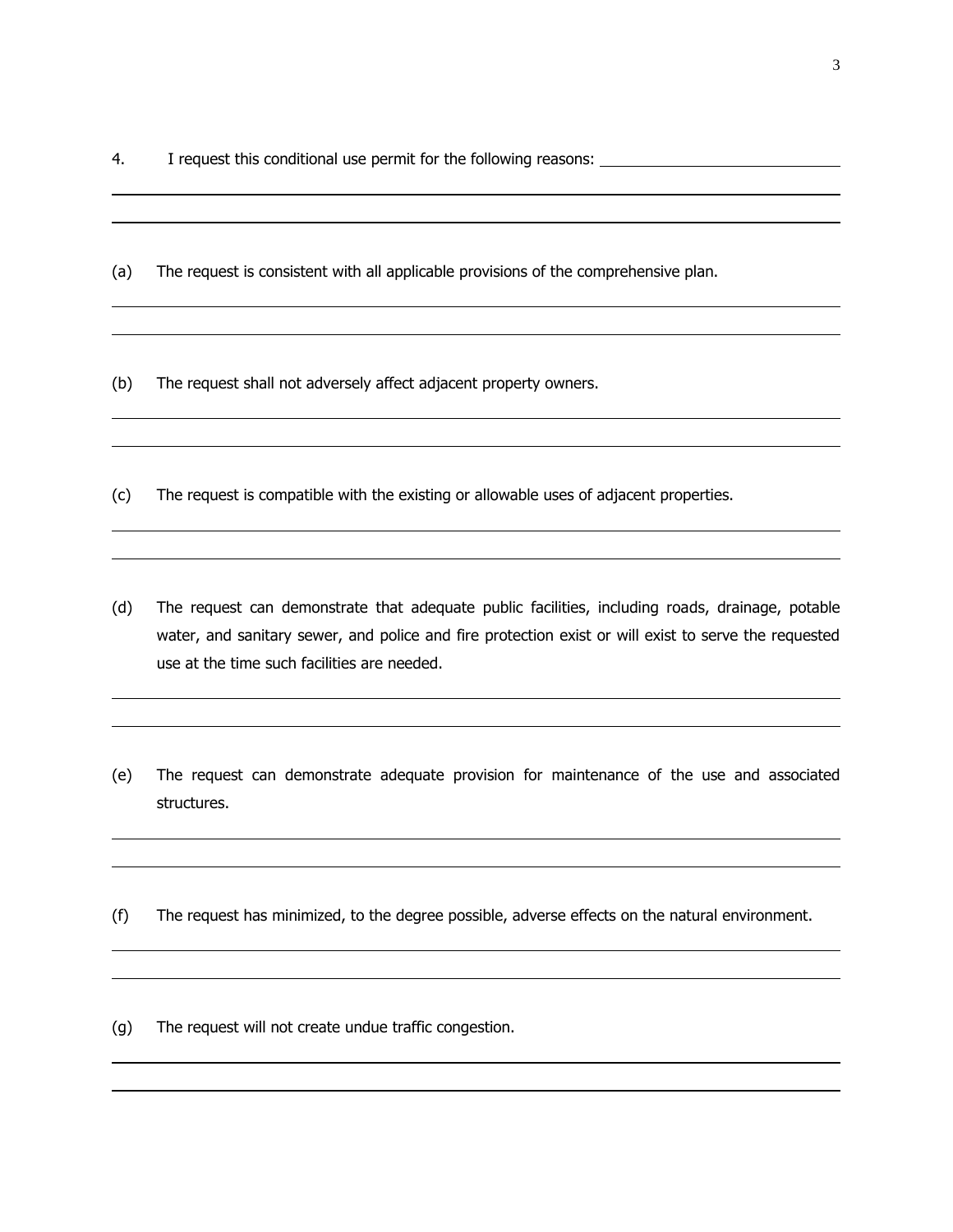4. I request this conditional use permit for the following reasons: ______________________________

______________________________________________________________________________

______________________________________________________________________________

(a) The request is consistent with all applicable provisions of the comprehensive plan.

______________________________________________________________________________

______________________________________________________________________________

(b) The request shall not adversely affect adjacent property owners.

______________________________________________________________________________

______________________________________________________________________________

(c) The request is compatible with the existing or allowable uses of adjacent properties.

______________________________________________________________________________

______________________________________________________________________________

(d) The request can demonstrate that adequate public facilities, including roads, drainage, potable water, and sanitary sewer, and police and fire protection exist or will exist to serve the requested use at the time such facilities are needed.

______________________________________________________________________________

______________________________________________________________________________

(e) The request can demonstrate adequate provision for maintenance of the use and associated structures.

______________________________________________________________________________

______________________________________________________________________________

(f) The request has minimized, to the degree possible, adverse effects on the natural environment.

______________________________________________________________________________

______________________________________________________________________________

(g) The request will not create undue traffic congestion.

______________________________________________________________________________

______________________________________________________________________________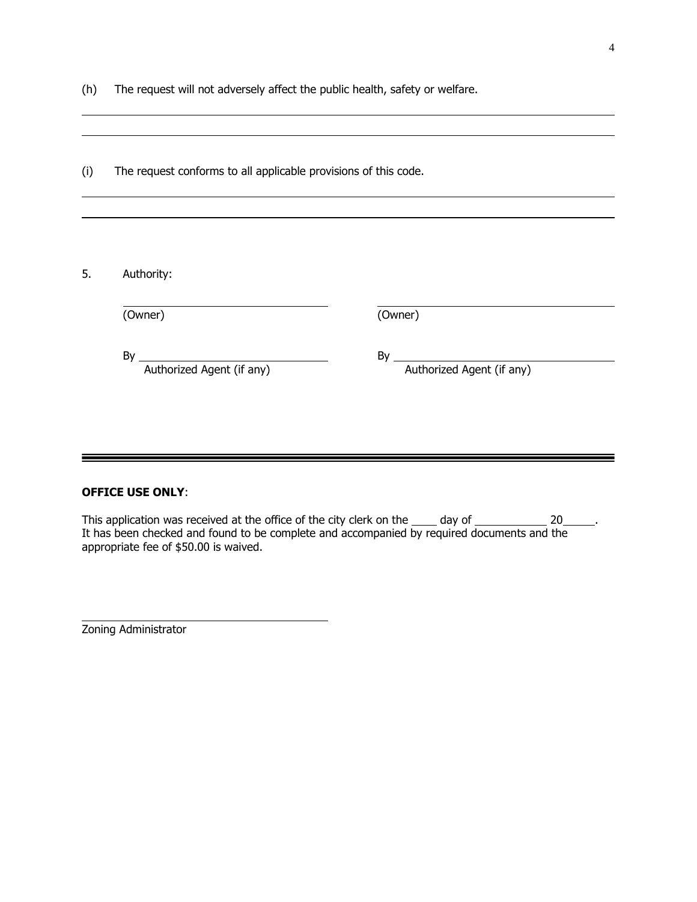(h) The request will not adversely affect the public health, safety or welfare.

\_\_\_\_\_\_\_\_\_\_\_\_\_\_\_\_\_\_\_\_\_\_\_\_\_\_\_\_\_\_\_\_\_\_\_\_\_\_\_\_\_\_\_\_\_\_\_\_\_\_\_\_\_\_\_\_\_\_\_\_\_\_\_\_\_\_\_\_\_\_\_\_

\_\_\_\_\_\_\_\_\_\_\_\_\_\_\_\_\_\_\_\_\_\_\_\_\_\_\_\_\_\_\_\_\_\_\_\_\_\_\_\_\_\_\_\_\_\_\_\_\_\_\_\_\_\_\_\_\_\_\_\_\_\_\_\_\_\_\_\_\_\_\_\_

(i) The request conforms to all applicable provisions of this code.

\_\_\_\_\_\_\_\_\_\_\_\_\_\_\_\_\_\_\_\_\_\_\_\_\_\_\_\_\_\_\_\_\_\_\_\_\_\_\_\_\_\_\_\_\_\_\_\_\_\_\_\_\_\_\_\_\_\_\_\_\_\_\_\_\_\_\_\_\_\_\_\_

\_\_\_\_\_\_\_\_\_\_\_\_\_\_\_\_\_\_\_\_\_\_\_\_\_\_\_\_\_\_\_\_\_\_\_\_\_\_\_\_\_\_\_\_\_\_\_\_\_\_\_\_\_\_\_\_\_\_\_\_\_\_\_\_\_\_\_\_\_\_\_\_

5. Authority:

| | |
|---|---|
| \_\_\_\_\_\_\_\_\_\_\_\_\_\_\_\_\_\_\_\_\_\_\_\_\_\_\_\_ | \_\_\_\_\_\_\_\_\_\_\_\_\_\_\_\_\_\_\_\_\_\_\_\_\_\_\_\_ |
| (Owner) | (Owner) |
| By \_\_\_\_\_\_\_\_\_\_\_\_\_\_\_\_\_\_\_\_\_\_\_\_\_\_ | By \_\_\_\_\_\_\_\_\_\_\_\_\_\_\_\_\_\_\_\_\_\_\_\_\_\_ |
| Authorized Agent (if any) | Authorized Agent (if any) |

---

**OFFICE USE ONLY**:

This application was received at the office of the city clerk on the \_\_\_\_ day of \_\_\_\_\_\_\_\_\_\_\_\_ 20\_\_\_\_\_. It has been checked and found to be complete and accompanied by required documents and the appropriate fee of $50.00 is waived.

\_\_\_\_\_\_\_\_\_\_\_\_\_\_\_\_\_\_\_\_\_\_\_\_\_\_\_\_\_\_\_\_\_\_\_\_
Zoning Administrator